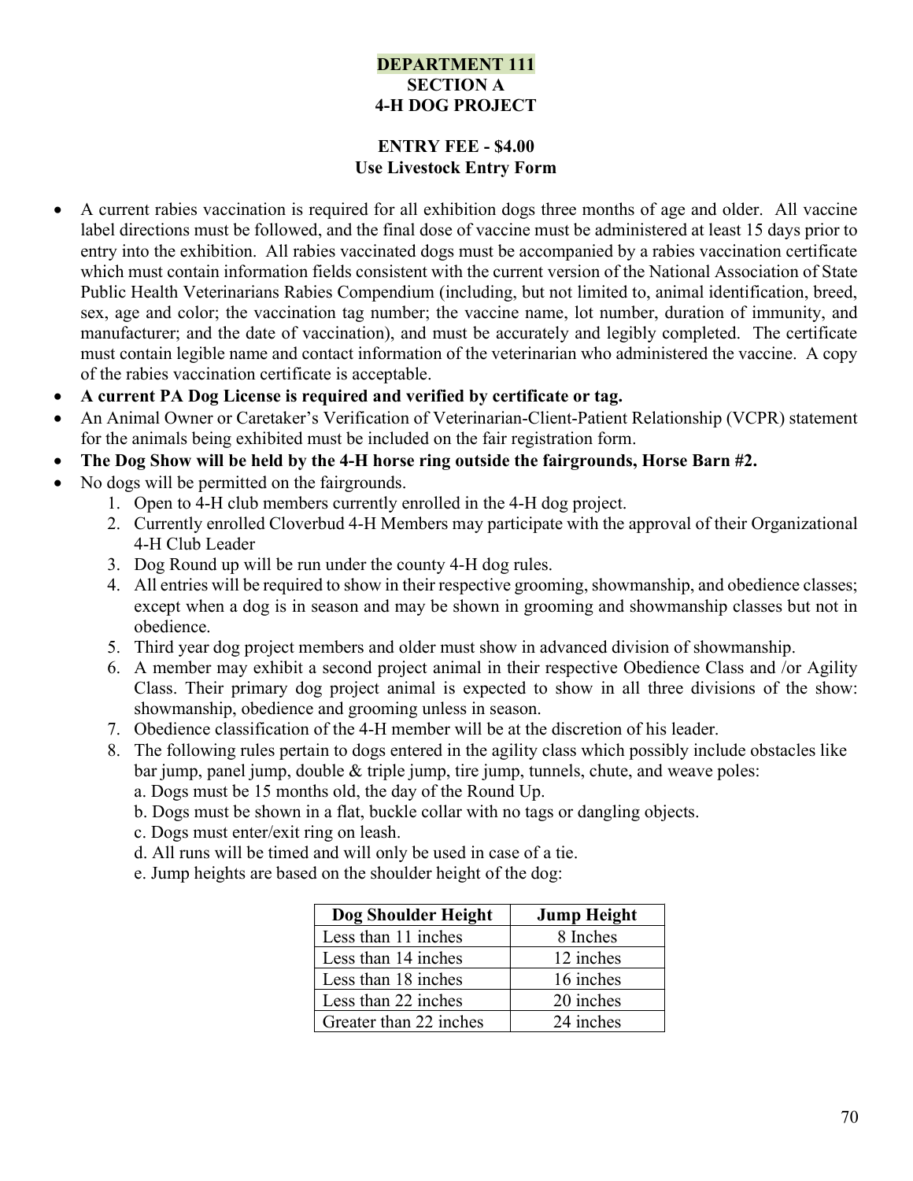# DEPARTMENT 111
## SECTION A
## 4-H DOG PROJECT

**ENTRY FEE - $4.00**
**Use Livestock Entry Form**

- A current rabies vaccination is required for all exhibition dogs three months of age and older. All vaccine label directions must be followed, and the final dose of vaccine must be administered at least 15 days prior to entry into the exhibition. All rabies vaccinated dogs must be accompanied by a rabies vaccination certificate which must contain information fields consistent with the current version of the National Association of State Public Health Veterinarians Rabies Compendium (including, but not limited to, animal identification, breed, sex, age and color; the vaccination tag number; the vaccine name, lot number, duration of immunity, and manufacturer; and the date of vaccination), and must be accurately and legibly completed. The certificate must contain legible name and contact information of the veterinarian who administered the vaccine. A copy of the rabies vaccination certificate is acceptable.
- **A current PA Dog License is required and verified by certificate or tag.**
- An Animal Owner or Caretaker's Verification of Veterinarian-Client-Patient Relationship (VCPR) statement for the animals being exhibited must be included on the fair registration form.
- **The Dog Show will be held by the 4-H horse ring outside the fairgrounds, Horse Barn #2.**
- No dogs will be permitted on the fairgrounds.
  1. Open to 4-H club members currently enrolled in the 4-H dog project.
  2. Currently enrolled Cloverbud 4-H Members may participate with the approval of their Organizational 4-H Club Leader
  3. Dog Round up will be run under the county 4-H dog rules.
  4. All entries will be required to show in their respective grooming, showmanship, and obedience classes; except when a dog is in season and may be shown in grooming and showmanship classes but not in obedience.
  5. Third year dog project members and older must show in advanced division of showmanship.
  6. A member may exhibit a second project animal in their respective Obedience Class and /or Agility Class. Their primary dog project animal is expected to show in all three divisions of the show: showmanship, obedience and grooming unless in season.
  7. Obedience classification of the 4-H member will be at the discretion of his leader.
  8. The following rules pertain to dogs entered in the agility class which possibly include obstacles like bar jump, panel jump, double & triple jump, tire jump, tunnels, chute, and weave poles:
     a. Dogs must be 15 months old, the day of the Round Up.
     b. Dogs must be shown in a flat, buckle collar with no tags or dangling objects.
     c. Dogs must enter/exit ring on leash.
     d. All runs will be timed and will only be used in case of a tie.
     e. Jump heights are based on the shoulder height of the dog:

| Dog Shoulder Height | Jump Height |
|---|---|
| Less than 11 inches | 8 Inches |
| Less than 14 inches | 12 inches |
| Less than 18 inches | 16 inches |
| Less than 22 inches | 20 inches |
| Greater than 22 inches | 24 inches |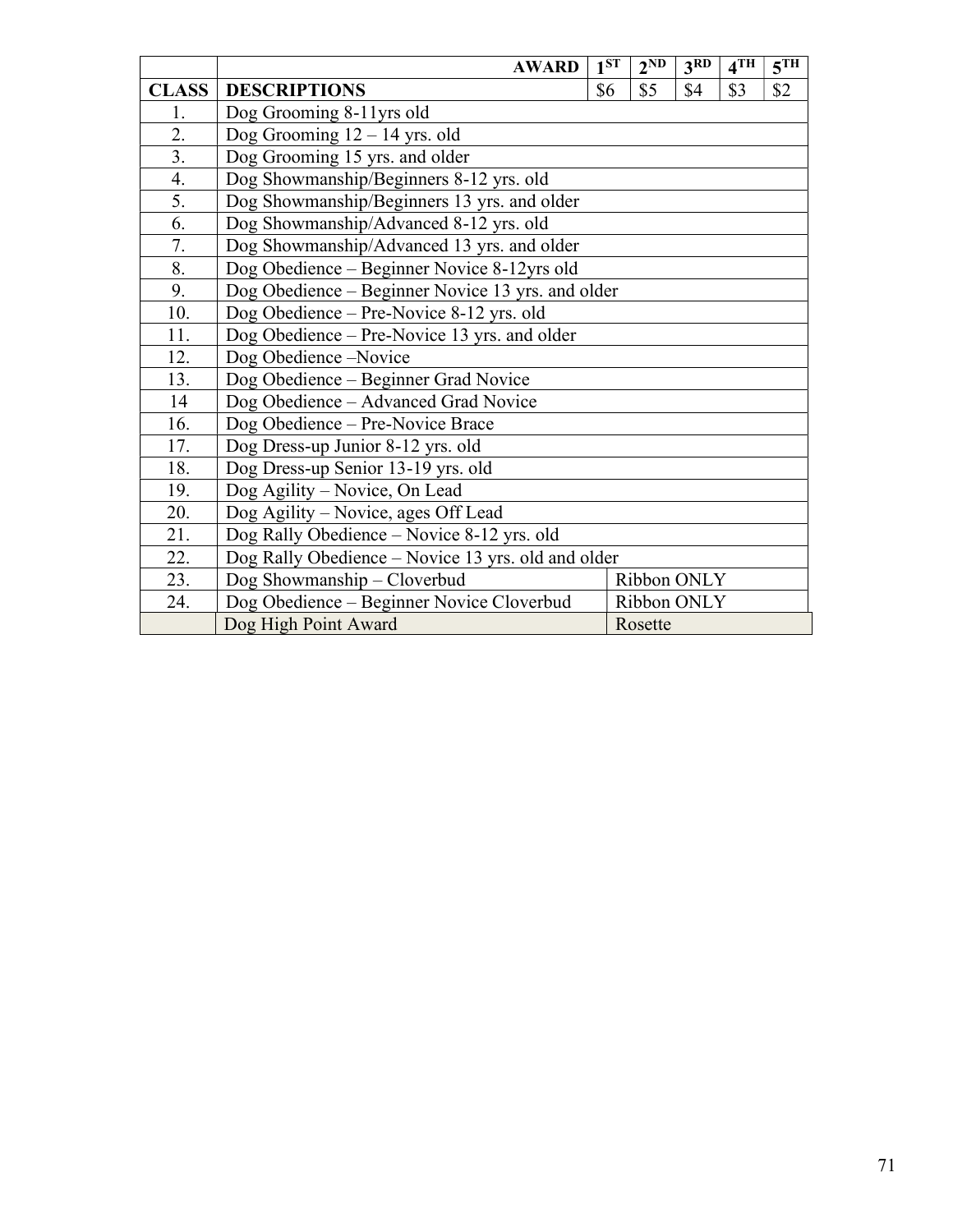| | AWARD | 1ST | 2ND | 3RD | 4TH | 5TH |
|---|---|---|---|---|---|---|
| **CLASS** | **DESCRIPTIONS** | $6 | $5 | $4 | $3 | $2 |
| 1. | Dog Grooming 8-11yrs old | | | | | |
| 2. | Dog Grooming 12 – 14 yrs. old | | | | | |
| 3. | Dog Grooming 15 yrs. and older | | | | | |
| 4. | Dog Showmanship/Beginners 8-12 yrs. old | | | | | |
| 5. | Dog Showmanship/Beginners 13 yrs. and older | | | | | |
| 6. | Dog Showmanship/Advanced 8-12 yrs. old | | | | | |
| 7. | Dog Showmanship/Advanced 13 yrs. and older | | | | | |
| 8. | Dog Obedience – Beginner Novice 8-12yrs old | | | | | |
| 9. | Dog Obedience – Beginner Novice 13 yrs. and older | | | | | |
| 10. | Dog Obedience – Pre-Novice 8-12 yrs. old | | | | | |
| 11. | Dog Obedience – Pre-Novice 13 yrs. and older | | | | | |
| 12. | Dog Obedience –Novice | | | | | |
| 13. | Dog Obedience – Beginner Grad Novice | | | | | |
| 14 | Dog Obedience – Advanced Grad Novice | | | | | |
| 16. | Dog Obedience – Pre-Novice Brace | | | | | |
| 17. | Dog Dress-up Junior 8-12 yrs. old | | | | | |
| 18. | Dog Dress-up Senior 13-19 yrs. old | | | | | |
| 19. | Dog Agility – Novice, On Lead | | | | | |
| 20. | Dog Agility – Novice, ages Off Lead | | | | | |
| 21. | Dog Rally Obedience – Novice 8-12 yrs. old | | | | | |
| 22. | Dog Rally Obedience – Novice 13 yrs. old and older | | | | | |
| 23. | Dog Showmanship – Cloverbud | Ribbon ONLY | | | | |
| 24. | Dog Obedience – Beginner Novice Cloverbud | Ribbon ONLY | | | | |
| | Dog High Point Award | Rosette | | | | |